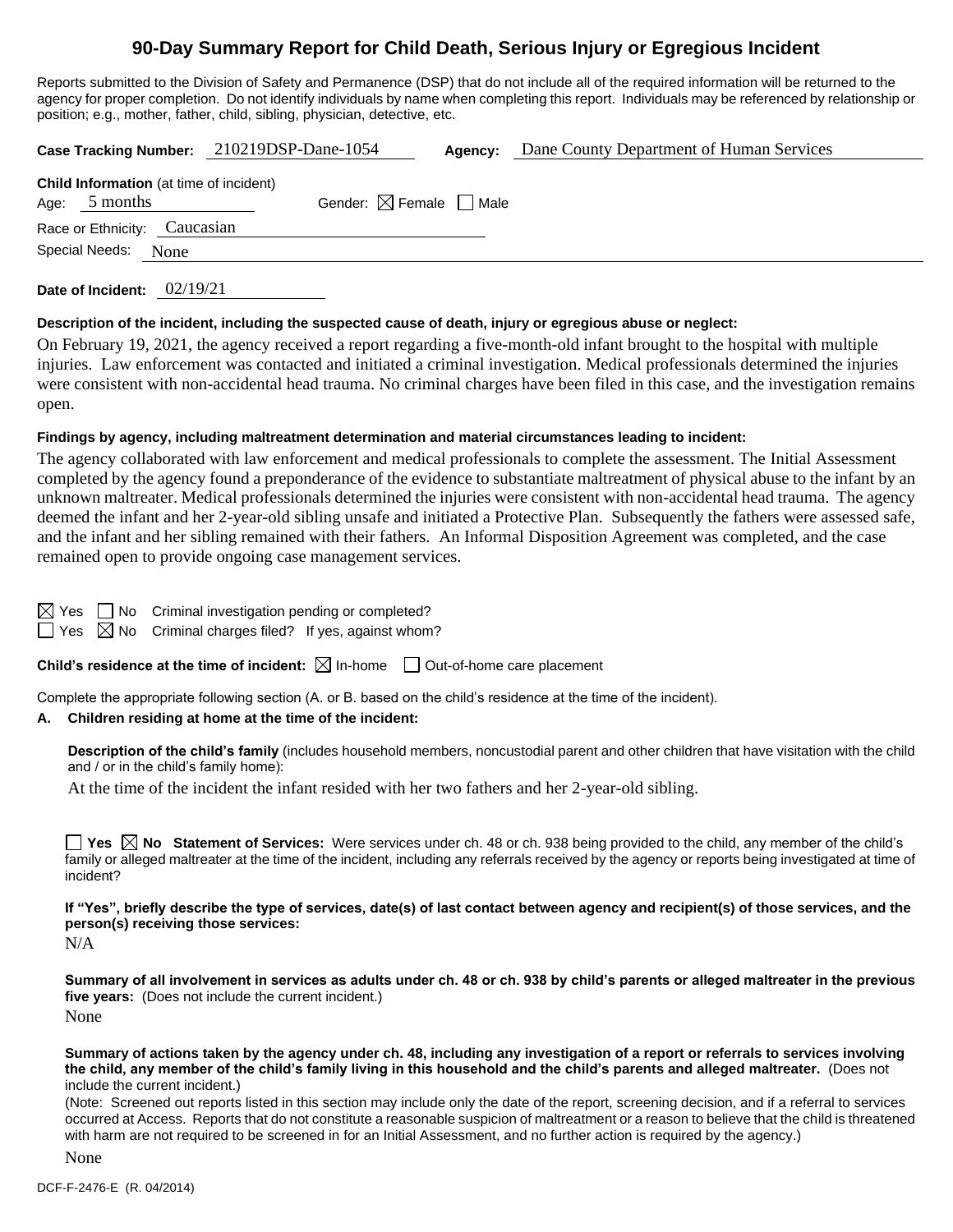# 90-Day Summary Report for Child Death, Serious Injury or Egregious Incident

Reports submitted to the Division of Safety and Permanence (DSP) that do not include all of the required information will be returned to the agency for proper completion. Do not identify individuals by name when completing this report. Individuals may be referenced by relationship or position; e.g., mother, father, child, sibling, physician, detective, etc.

**Case Tracking Number:** 210219DSP-Dane-1054 **Agency:** Dane County Department of Human Services

**Child Information** (at time of incident)

Age: 5 months Gender: ☒ Female ☐ Male

Race or Ethnicity: Caucasian

Special Needs: None

**Date of Incident:** 02/19/21

**Description of the incident, including the suspected cause of death, injury or egregious abuse or neglect:**

On February 19, 2021, the agency received a report regarding a five-month-old infant brought to the hospital with multiple injuries. Law enforcement was contacted and initiated a criminal investigation. Medical professionals determined the injuries were consistent with non-accidental head trauma. No criminal charges have been filed in this case, and the investigation remains open.

**Findings by agency, including maltreatment determination and material circumstances leading to incident:**

The agency collaborated with law enforcement and medical professionals to complete the assessment. The Initial Assessment completed by the agency found a preponderance of the evidence to substantiate maltreatment of physical abuse to the infant by an unknown maltreater. Medical professionals determined the injuries were consistent with non-accidental head trauma. The agency deemed the infant and her 2-year-old sibling unsafe and initiated a Protective Plan. Subsequently the fathers were assessed safe, and the infant and her sibling remained with their fathers. An Informal Disposition Agreement was completed, and the case remained open to provide ongoing case management services.

☒ Yes ☐ No Criminal investigation pending or completed?

☐ Yes ☒ No Criminal charges filed? If yes, against whom?

**Child's residence at the time of incident:** ☒ In-home ☐ Out-of-home care placement

Complete the appropriate following section (A. or B. based on the child's residence at the time of the incident).

**A. Children residing at home at the time of the incident:**

**Description of the child's family** (includes household members, noncustodial parent and other children that have visitation with the child and / or in the child's family home):

At the time of the incident the infant resided with her two fathers and her 2-year-old sibling.

☐ **Yes** ☒ **No Statement of Services:** Were services under ch. 48 or ch. 938 being provided to the child, any member of the child's family or alleged maltreater at the time of the incident, including any referrals received by the agency or reports being investigated at time of incident?

**If "Yes", briefly describe the type of services, date(s) of last contact between agency and recipient(s) of those services, and the person(s) receiving those services:**

N/A

**Summary of all involvement in services as adults under ch. 48 or ch. 938 by child's parents or alleged maltreater in the previous five years:** (Does not include the current incident.)

None

**Summary of actions taken by the agency under ch. 48, including any investigation of a report or referrals to services involving the child, any member of the child's family living in this household and the child's parents and alleged maltreater.** (Does not include the current incident.)

(Note: Screened out reports listed in this section may include only the date of the report, screening decision, and if a referral to services occurred at Access. Reports that do not constitute a reasonable suspicion of maltreatment or a reason to believe that the child is threatened with harm are not required to be screened in for an Initial Assessment, and no further action is required by the agency.)

None

DCF-F-2476-E (R. 04/2014)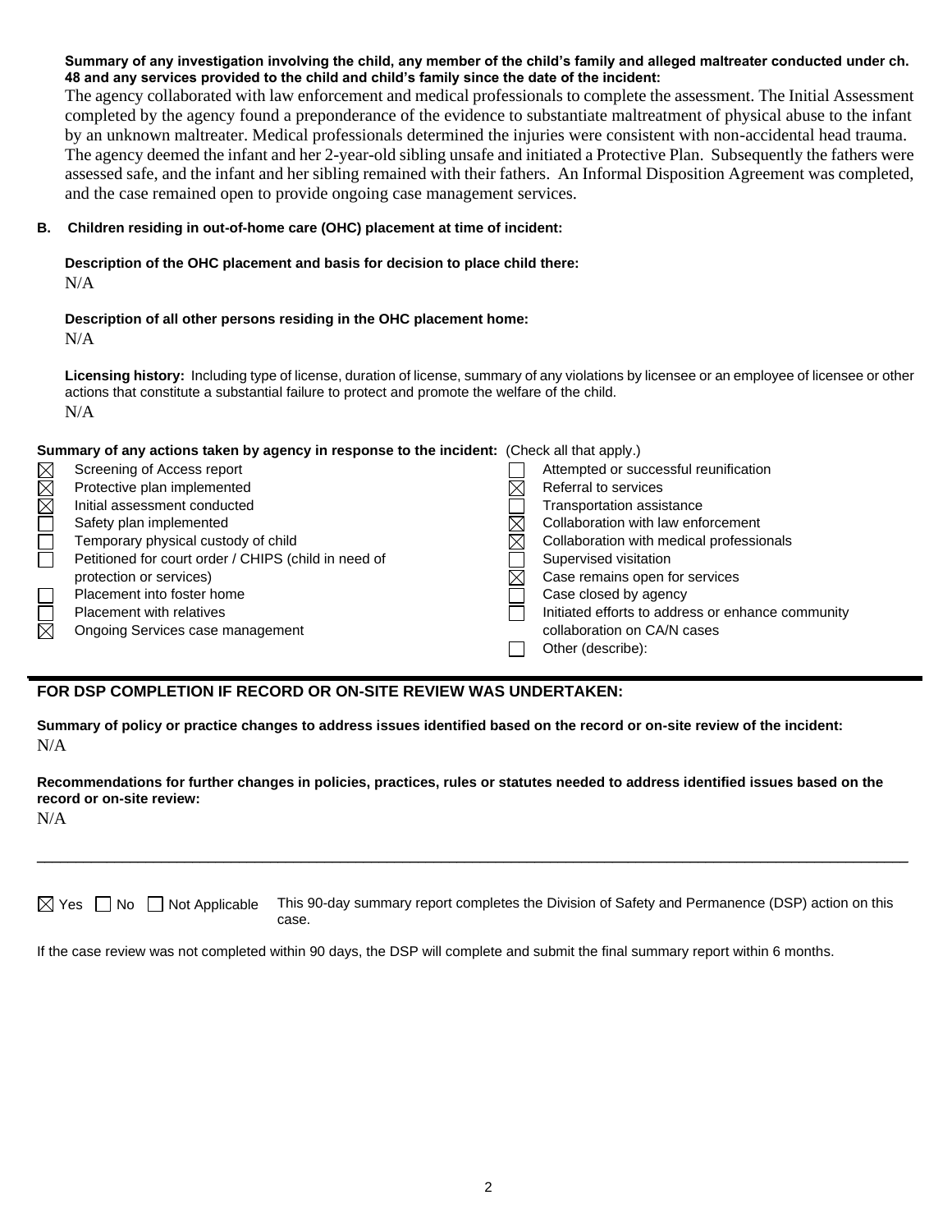**Summary of any investigation involving the child, any member of the child's family and alleged maltreater conducted under ch. 48 and any services provided to the child and child's family since the date of the incident:**

The agency collaborated with law enforcement and medical professionals to complete the assessment. The Initial Assessment completed by the agency found a preponderance of the evidence to substantiate maltreatment of physical abuse to the infant by an unknown maltreater. Medical professionals determined the injuries were consistent with non-accidental head trauma. The agency deemed the infant and her 2-year-old sibling unsafe and initiated a Protective Plan. Subsequently the fathers were assessed safe, and the infant and her sibling remained with their fathers. An Informal Disposition Agreement was completed, and the case remained open to provide ongoing case management services.

**B. Children residing in out-of-home care (OHC) placement at time of incident:**

**Description of the OHC placement and basis for decision to place child there:**

N/A

**Description of all other persons residing in the OHC placement home:**

N/A

**Licensing history:** Including type of license, duration of license, summary of any violations by licensee or an employee of licensee or other actions that constitute a substantial failure to protect and promote the welfare of the child.

N/A

**Summary of any actions taken by agency in response to the incident:** (Check all that apply.)

- ☒ Screening of Access report
- ☒ Protective plan implemented
- ☒ Initial assessment conducted
- ☐ Safety plan implemented
- ☐ Temporary physical custody of child
- ☐ Petitioned for court order / CHIPS (child in need of protection or services)
- ☐ Placement into foster home
- ☐ Placement with relatives
- ☒ Ongoing Services case management
- ☐ Attempted or successful reunification
- ☒ Referral to services
- ☐ Transportation assistance
- ☒ Collaboration with law enforcement
- ☒ Collaboration with medical professionals
- ☐ Supervised visitation
- ☒ Case remains open for services
- ☐ Case closed by agency
- ☐ Initiated efforts to address or enhance community collaboration on CA/N cases
- ☐ Other (describe):

## FOR DSP COMPLETION IF RECORD OR ON-SITE REVIEW WAS UNDERTAKEN:

**Summary of policy or practice changes to address issues identified based on the record or on-site review of the incident:**

N/A

**Recommendations for further changes in policies, practices, rules or statutes needed to address identified issues based on the record or on-site review:**

N/A

---

☒ Yes ☐ No ☐ Not Applicable This 90-day summary report completes the Division of Safety and Permanence (DSP) action on this case.

If the case review was not completed within 90 days, the DSP will complete and submit the final summary report within 6 months.